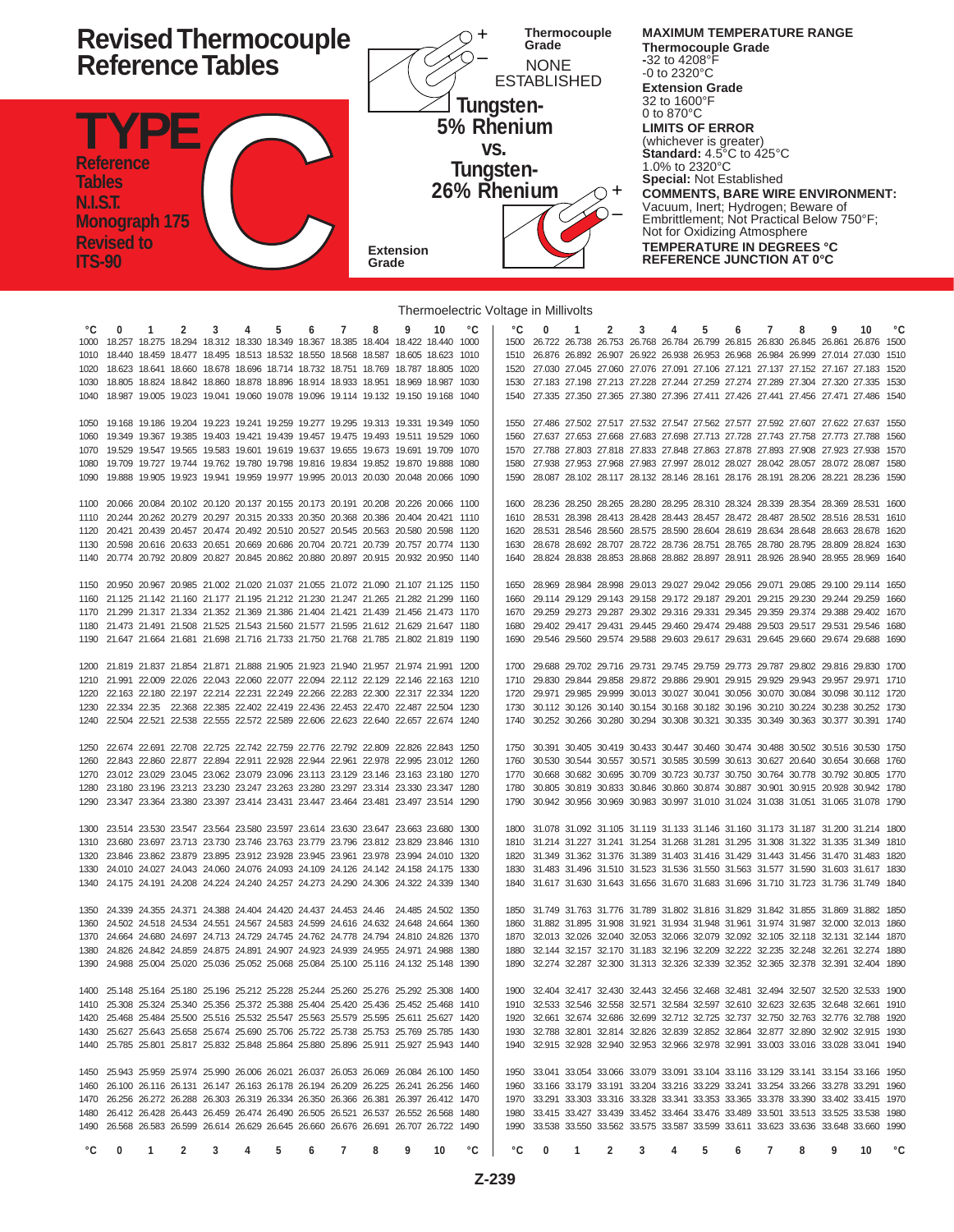# Revised Thermocouple Reference Tables

## TYPE C

**Reference Tables N.I.S.T. Monograph 175 Revised to ITS-90**

**Thermocouple Grade**
NONE ESTABLISHED

**Tungsten-5% Rhenium vs. Tungsten-26% Rhenium**

**Extension Grade**

**MAXIMUM TEMPERATURE RANGE**

**Thermocouple Grade**
-32 to 4208°F
-0 to 2320°C

**Extension Grade**
32 to 1600°F
0 to 870°C

**LIMITS OF ERROR**
(whichever is greater)
**Standard:** 4.5°C to 425°C
1.0% to 2320°C
**Special:** Not Established

**COMMENTS, BARE WIRE ENVIRONMENT:**
Vacuum, Inert; Hydrogen; Beware of Embrittlement; Not Practical Below 750°F; Not for Oxidizing Atmosphere

**TEMPERATURE IN DEGREES °C**
**REFERENCE JUNCTION AT 0°C**

### Thermoelectric Voltage in Millivolts

| °C | 0 | 1 | 2 | 3 | 4 | 5 | 6 | 7 | 8 | 9 | 10 | °C |
|---|---|---|---|---|---|---|---|---|---|---|---|---|
| 1000 | 18.257 | 18.275 | 18.294 | 18.312 | 18.330 | 18.349 | 18.367 | 18.385 | 18.404 | 18.422 | 18.440 | 1000 |
| 1010 | 18.440 | 18.459 | 18.477 | 18.495 | 18.513 | 18.532 | 18.550 | 18.568 | 18.587 | 18.605 | 18.623 | 1010 |
| 1020 | 18.623 | 18.641 | 18.660 | 18.678 | 18.696 | 18.714 | 18.732 | 18.751 | 18.769 | 18.787 | 18.805 | 1020 |
| 1030 | 18.805 | 18.824 | 18.842 | 18.860 | 18.878 | 18.896 | 18.914 | 18.933 | 18.951 | 18.969 | 18.987 | 1030 |
| 1040 | 18.987 | 19.005 | 19.023 | 19.041 | 19.060 | 19.078 | 19.096 | 19.114 | 19.132 | 19.150 | 19.168 | 1040 |
| 1050 | 19.168 | 19.186 | 19.204 | 19.223 | 19.241 | 19.259 | 19.277 | 19.295 | 19.313 | 19.331 | 19.349 | 1050 |
| 1060 | 19.349 | 19.367 | 19.385 | 19.403 | 19.421 | 19.439 | 19.457 | 19.475 | 19.493 | 19.511 | 19.529 | 1060 |
| 1070 | 19.529 | 19.547 | 19.565 | 19.583 | 19.601 | 19.619 | 19.637 | 19.655 | 19.673 | 19.691 | 19.709 | 1070 |
| 1080 | 19.709 | 19.727 | 19.744 | 19.762 | 19.780 | 19.798 | 19.816 | 19.834 | 19.852 | 19.870 | 19.888 | 1080 |
| 1090 | 19.888 | 19.905 | 19.923 | 19.941 | 19.959 | 19.977 | 19.995 | 20.013 | 20.030 | 20.048 | 20.066 | 1090 |
| 1100 | 20.066 | 20.084 | 20.102 | 20.120 | 20.137 | 20.155 | 20.173 | 20.191 | 20.208 | 20.226 | 20.066 | 1100 |
| 1110 | 20.244 | 20.262 | 20.279 | 20.297 | 20.315 | 20.333 | 20.350 | 20.368 | 20.386 | 20.404 | 20.421 | 1110 |
| 1120 | 20.421 | 20.439 | 20.457 | 20.474 | 20.492 | 20.510 | 20.527 | 20.545 | 20.563 | 20.580 | 20.598 | 1120 |
| 1130 | 20.598 | 20.616 | 20.633 | 20.651 | 20.669 | 20.686 | 20.704 | 20.721 | 20.739 | 20.757 | 20.774 | 1130 |
| 1140 | 20.774 | 20.792 | 20.809 | 20.827 | 20.845 | 20.862 | 20.880 | 20.897 | 20.915 | 20.932 | 20.950 | 1140 |
| 1150 | 20.950 | 20.967 | 20.985 | 21.002 | 21.020 | 21.037 | 21.055 | 21.072 | 21.090 | 21.107 | 21.125 | 1150 |
| 1160 | 21.125 | 21.142 | 21.160 | 21.177 | 21.195 | 21.212 | 21.230 | 21.247 | 21.265 | 21.282 | 21.299 | 1160 |
| 1170 | 21.299 | 21.317 | 21.334 | 21.352 | 21.369 | 21.386 | 21.404 | 21.421 | 21.439 | 21.456 | 21.473 | 1170 |
| 1180 | 21.473 | 21.491 | 21.508 | 21.525 | 21.543 | 21.560 | 21.577 | 21.595 | 21.612 | 21.629 | 21.647 | 1180 |
| 1190 | 21.647 | 21.664 | 21.681 | 21.698 | 21.716 | 21.733 | 21.750 | 21.768 | 21.785 | 21.802 | 21.819 | 1190 |
| 1200 | 21.819 | 21.837 | 21.854 | 21.871 | 21.888 | 21.905 | 21.923 | 21.940 | 21.957 | 21.974 | 21.991 | 1200 |
| 1210 | 21.991 | 22.009 | 22.026 | 22.043 | 22.060 | 22.077 | 22.094 | 22.112 | 22.129 | 22.146 | 22.163 | 1210 |
| 1220 | 22.163 | 22.180 | 22.197 | 22.214 | 22.231 | 22.249 | 22.266 | 22.283 | 22.300 | 22.317 | 22.334 | 1220 |
| 1230 | 22.334 | 22.35 | 22.368 | 22.385 | 22.402 | 22.419 | 22.436 | 22.453 | 22.470 | 22.487 | 22.504 | 1230 |
| 1240 | 22.504 | 22.521 | 22.538 | 22.555 | 22.572 | 22.589 | 22.606 | 22.623 | 22.640 | 22.657 | 22.674 | 1240 |
| 1250 | 22.674 | 22.691 | 22.708 | 22.725 | 22.742 | 22.759 | 22.776 | 22.792 | 22.809 | 22.826 | 22.843 | 1250 |
| 1260 | 22.843 | 22.860 | 22.877 | 22.894 | 22.911 | 22.928 | 22.944 | 22.961 | 22.978 | 22.995 | 23.012 | 1260 |
| 1270 | 23.012 | 23.029 | 23.045 | 23.062 | 23.079 | 23.096 | 23.113 | 23.129 | 23.146 | 23.163 | 23.180 | 1270 |
| 1280 | 23.180 | 23.196 | 23.213 | 23.230 | 23.247 | 23.263 | 23.280 | 23.297 | 23.314 | 23.330 | 23.347 | 1280 |
| 1290 | 23.347 | 23.364 | 23.380 | 23.397 | 23.414 | 23.431 | 23.447 | 23.464 | 23.481 | 23.497 | 23.514 | 1290 |
| 1300 | 23.514 | 23.530 | 23.547 | 23.564 | 23.580 | 23.597 | 23.614 | 23.630 | 23.647 | 23.663 | 23.680 | 1300 |
| 1310 | 23.680 | 23.697 | 23.713 | 23.730 | 23.746 | 23.763 | 23.779 | 23.796 | 23.812 | 23.829 | 23.846 | 1310 |
| 1320 | 23.846 | 23.862 | 23.879 | 23.895 | 23.912 | 23.928 | 23.945 | 23.961 | 23.978 | 23.994 | 24.010 | 1320 |
| 1330 | 24.010 | 24.027 | 24.043 | 24.060 | 24.076 | 24.093 | 24.109 | 24.126 | 24.142 | 24.158 | 24.175 | 1330 |
| 1340 | 24.175 | 24.191 | 24.208 | 24.224 | 24.240 | 24.257 | 24.273 | 24.290 | 24.306 | 24.322 | 24.339 | 1340 |
| 1350 | 24.339 | 24.355 | 24.371 | 24.388 | 24.404 | 24.420 | 24.437 | 24.453 | 24.46 | 24.485 | 24.502 | 1350 |
| 1360 | 24.502 | 24.518 | 24.534 | 24.551 | 24.567 | 24.583 | 24.599 | 24.616 | 24.632 | 24.648 | 24.664 | 1360 |
| 1370 | 24.664 | 24.680 | 24.697 | 24.713 | 24.729 | 24.745 | 24.762 | 24.778 | 24.794 | 24.810 | 24.826 | 1370 |
| 1380 | 24.826 | 24.842 | 24.859 | 24.875 | 24.891 | 24.907 | 24.923 | 24.939 | 24.955 | 24.971 | 24.988 | 1380 |
| 1390 | 24.988 | 25.004 | 25.020 | 25.036 | 25.052 | 25.068 | 25.084 | 25.100 | 25.116 | 24.132 | 25.148 | 1390 |
| 1400 | 25.148 | 25.164 | 25.180 | 25.196 | 25.212 | 25.228 | 25.244 | 25.260 | 25.276 | 25.292 | 25.308 | 1400 |
| 1410 | 25.308 | 25.324 | 25.340 | 25.356 | 25.372 | 25.388 | 25.404 | 25.420 | 25.436 | 25.452 | 25.468 | 1410 |
| 1420 | 25.468 | 25.484 | 25.500 | 25.516 | 25.532 | 25.547 | 25.563 | 25.579 | 25.595 | 25.611 | 25.627 | 1420 |
| 1430 | 25.627 | 25.643 | 25.658 | 25.674 | 25.690 | 25.706 | 25.722 | 25.738 | 25.753 | 25.769 | 25.785 | 1430 |
| 1440 | 25.785 | 25.801 | 25.817 | 25.832 | 25.848 | 25.864 | 25.880 | 25.896 | 25.911 | 25.927 | 25.943 | 1440 |
| 1450 | 25.943 | 25.959 | 25.974 | 25.990 | 26.006 | 26.021 | 26.037 | 26.053 | 26.069 | 26.084 | 26.100 | 1450 |
| 1460 | 26.100 | 26.116 | 26.131 | 26.147 | 26.163 | 26.178 | 26.194 | 26.209 | 26.225 | 26.241 | 26.256 | 1460 |
| 1470 | 26.256 | 26.272 | 26.288 | 26.303 | 26.319 | 26.334 | 26.350 | 26.366 | 26.381 | 26.397 | 26.412 | 1470 |
| 1480 | 26.412 | 26.428 | 26.443 | 26.459 | 26.474 | 26.490 | 26.505 | 26.521 | 26.537 | 26.552 | 26.568 | 1480 |
| 1490 | 26.568 | 26.583 | 26.599 | 26.614 | 26.629 | 26.645 | 26.660 | 26.676 | 26.691 | 26.707 | 26.722 | 1490 |
| °C | 0 | 1 | 2 | 3 | 4 | 5 | 6 | 7 | 8 | 9 | 10 | °C |

| °C | 0 | 1 | 2 | 3 | 4 | 5 | 6 | 7 | 8 | 9 | 10 | °C |
|---|---|---|---|---|---|---|---|---|---|---|---|---|
| 1500 | 26.722 | 26.738 | 26.753 | 26.768 | 26.784 | 26.799 | 26.815 | 26.830 | 26.845 | 26.861 | 26.876 | 1500 |
| 1510 | 26.876 | 26.892 | 26.907 | 26.922 | 26.938 | 26.953 | 26.968 | 26.984 | 26.999 | 27.014 | 27.030 | 1510 |
| 1520 | 27.030 | 27.045 | 27.060 | 27.076 | 27.091 | 27.106 | 27.121 | 27.137 | 27.152 | 27.167 | 27.183 | 1520 |
| 1530 | 27.183 | 27.198 | 27.213 | 27.228 | 27.244 | 27.259 | 27.274 | 27.289 | 27.304 | 27.320 | 27.335 | 1530 |
| 1540 | 27.335 | 27.350 | 27.365 | 27.380 | 27.396 | 27.411 | 27.426 | 27.441 | 27.456 | 27.471 | 27.486 | 1540 |
| 1550 | 27.486 | 27.502 | 27.517 | 27.532 | 27.547 | 27.562 | 27.577 | 27.592 | 27.607 | 27.622 | 27.637 | 1550 |
| 1560 | 27.637 | 27.653 | 27.668 | 27.683 | 27.698 | 27.713 | 27.728 | 27.743 | 27.758 | 27.773 | 27.788 | 1560 |
| 1570 | 27.788 | 27.803 | 27.818 | 27.833 | 27.848 | 27.863 | 27.878 | 27.893 | 27.908 | 27.923 | 27.938 | 1570 |
| 1580 | 27.938 | 27.953 | 27.968 | 27.983 | 27.997 | 28.012 | 28.027 | 28.042 | 28.057 | 28.072 | 28.087 | 1580 |
| 1590 | 28.087 | 28.102 | 28.117 | 28.132 | 28.146 | 28.161 | 28.176 | 28.191 | 28.206 | 28.221 | 28.236 | 1590 |
| 1600 | 28.236 | 28.250 | 28.265 | 28.280 | 28.295 | 28.310 | 28.324 | 28.339 | 28.354 | 28.369 | 28.531 | 1600 |
| 1610 | 28.531 | 28.398 | 28.413 | 28.428 | 28.443 | 28.457 | 28.472 | 28.487 | 28.502 | 28.516 | 28.531 | 1610 |
| 1620 | 28.531 | 28.546 | 28.560 | 28.575 | 28.590 | 28.604 | 28.619 | 28.634 | 28.648 | 28.663 | 28.678 | 1620 |
| 1630 | 28.678 | 28.692 | 28.707 | 28.722 | 28.736 | 28.751 | 28.765 | 28.780 | 28.795 | 28.809 | 28.824 | 1630 |
| 1640 | 28.824 | 28.838 | 28.853 | 28.868 | 28.882 | 28.897 | 28.911 | 28.926 | 28.940 | 28.955 | 28.969 | 1640 |
| 1650 | 28.969 | 28.984 | 28.998 | 29.013 | 29.027 | 29.042 | 29.056 | 29.071 | 29.085 | 29.100 | 29.114 | 1650 |
| 1660 | 29.114 | 29.129 | 29.143 | 29.158 | 29.172 | 29.187 | 29.201 | 29.215 | 29.230 | 29.244 | 29.259 | 1660 |
| 1670 | 29.259 | 29.273 | 29.287 | 29.302 | 29.316 | 29.331 | 29.345 | 29.359 | 29.374 | 29.388 | 29.402 | 1670 |
| 1680 | 29.402 | 29.417 | 29.431 | 29.445 | 29.460 | 29.474 | 29.488 | 29.503 | 29.517 | 29.531 | 29.546 | 1680 |
| 1690 | 29.546 | 29.560 | 29.574 | 29.588 | 29.603 | 29.617 | 29.631 | 29.645 | 29.660 | 29.674 | 29.688 | 1690 |
| 1700 | 29.688 | 29.702 | 29.716 | 29.731 | 29.745 | 29.759 | 29.773 | 29.787 | 29.802 | 29.816 | 29.830 | 1700 |
| 1710 | 29.830 | 29.844 | 29.858 | 29.872 | 29.886 | 29.901 | 29.915 | 29.929 | 29.943 | 29.957 | 29.971 | 1710 |
| 1720 | 29.971 | 29.985 | 29.999 | 30.013 | 30.027 | 30.041 | 30.056 | 30.070 | 30.084 | 30.098 | 30.112 | 1720 |
| 1730 | 30.112 | 30.126 | 30.140 | 30.154 | 30.168 | 30.182 | 30.196 | 30.210 | 30.224 | 30.238 | 30.252 | 1730 |
| 1740 | 30.252 | 30.266 | 30.280 | 30.294 | 30.308 | 30.321 | 30.335 | 30.349 | 30.363 | 30.377 | 30.391 | 1740 |
| 1750 | 30.391 | 30.405 | 30.419 | 30.433 | 30.447 | 30.460 | 30.474 | 30.488 | 30.502 | 30.516 | 30.530 | 1750 |
| 1760 | 30.530 | 30.544 | 30.557 | 30.571 | 30.585 | 30.599 | 30.613 | 30.627 | 30.640 | 30.654 | 30.668 | 1760 |
| 1770 | 30.668 | 30.682 | 30.695 | 30.709 | 30.723 | 30.737 | 30.750 | 30.764 | 30.778 | 30.792 | 30.805 | 1770 |
| 1780 | 30.805 | 30.819 | 30.833 | 30.846 | 30.860 | 30.874 | 30.887 | 30.901 | 30.915 | 30.928 | 30.942 | 1780 |
| 1790 | 30.942 | 30.956 | 30.969 | 30.983 | 30.997 | 31.010 | 31.024 | 31.038 | 31.051 | 31.065 | 31.078 | 1790 |
| 1800 | 31.078 | 31.092 | 31.105 | 31.119 | 31.133 | 31.146 | 31.160 | 31.173 | 31.187 | 31.200 | 31.214 | 1800 |
| 1810 | 31.214 | 31.227 | 31.241 | 31.254 | 31.268 | 31.281 | 31.295 | 31.308 | 31.322 | 31.335 | 31.349 | 1810 |
| 1820 | 31.349 | 31.362 | 31.376 | 31.389 | 31.403 | 31.416 | 31.429 | 31.443 | 31.456 | 31.470 | 31.483 | 1820 |
| 1830 | 31.483 | 31.496 | 31.510 | 31.523 | 31.536 | 31.550 | 31.563 | 31.577 | 31.590 | 31.603 | 31.617 | 1830 |
| 1840 | 31.617 | 31.630 | 31.643 | 31.656 | 31.670 | 31.683 | 31.696 | 31.710 | 31.723 | 31.736 | 31.749 | 1840 |
| 1850 | 31.749 | 31.763 | 31.776 | 31.789 | 31.802 | 31.816 | 31.829 | 31.842 | 31.855 | 31.869 | 31.882 | 1850 |
| 1860 | 31.882 | 31.895 | 31.908 | 31.921 | 31.934 | 31.948 | 31.961 | 31.974 | 31.987 | 32.000 | 32.013 | 1860 |
| 1870 | 32.013 | 32.026 | 32.040 | 32.053 | 32.066 | 32.079 | 32.092 | 32.105 | 32.118 | 32.131 | 32.144 | 1870 |
| 1880 | 32.144 | 32.157 | 32.170 | 31.183 | 32.196 | 32.209 | 32.222 | 32.235 | 32.248 | 32.261 | 32.274 | 1880 |
| 1890 | 32.274 | 32.287 | 32.300 | 31.313 | 32.326 | 32.339 | 32.352 | 32.365 | 32.378 | 32.391 | 32.404 | 1890 |
| 1900 | 32.404 | 32.417 | 32.430 | 32.443 | 32.456 | 32.468 | 32.481 | 32.494 | 32.507 | 32.520 | 32.533 | 1900 |
| 1910 | 32.533 | 32.546 | 32.558 | 32.571 | 32.584 | 32.597 | 32.610 | 32.623 | 32.635 | 32.648 | 32.661 | 1910 |
| 1920 | 32.661 | 32.674 | 32.686 | 32.699 | 32.712 | 32.725 | 32.737 | 32.750 | 32.763 | 32.776 | 32.788 | 1920 |
| 1930 | 32.788 | 32.801 | 32.814 | 32.826 | 32.839 | 32.852 | 32.864 | 32.877 | 32.890 | 32.902 | 32.915 | 1930 |
| 1940 | 32.915 | 32.928 | 32.940 | 32.953 | 32.966 | 32.978 | 32.991 | 33.003 | 33.016 | 33.028 | 33.041 | 1940 |
| 1950 | 33.041 | 33.054 | 33.066 | 33.079 | 33.091 | 33.104 | 33.116 | 33.129 | 33.141 | 33.154 | 33.166 | 1950 |
| 1960 | 33.166 | 33.179 | 33.191 | 33.204 | 33.216 | 33.229 | 33.241 | 33.254 | 33.266 | 33.278 | 33.291 | 1960 |
| 1970 | 33.291 | 33.303 | 33.316 | 33.328 | 33.341 | 33.353 | 33.365 | 33.378 | 33.390 | 33.402 | 33.415 | 1970 |
| 1980 | 33.415 | 33.427 | 33.439 | 33.452 | 33.464 | 33.476 | 33.489 | 33.501 | 33.513 | 33.525 | 33.538 | 1980 |
| 1990 | 33.538 | 33.550 | 33.562 | 33.575 | 33.587 | 33.599 | 33.611 | 33.623 | 33.636 | 33.648 | 33.660 | 1990 |
| °C | 0 | 1 | 2 | 3 | 4 | 5 | 6 | 7 | 8 | 9 | 10 | °C |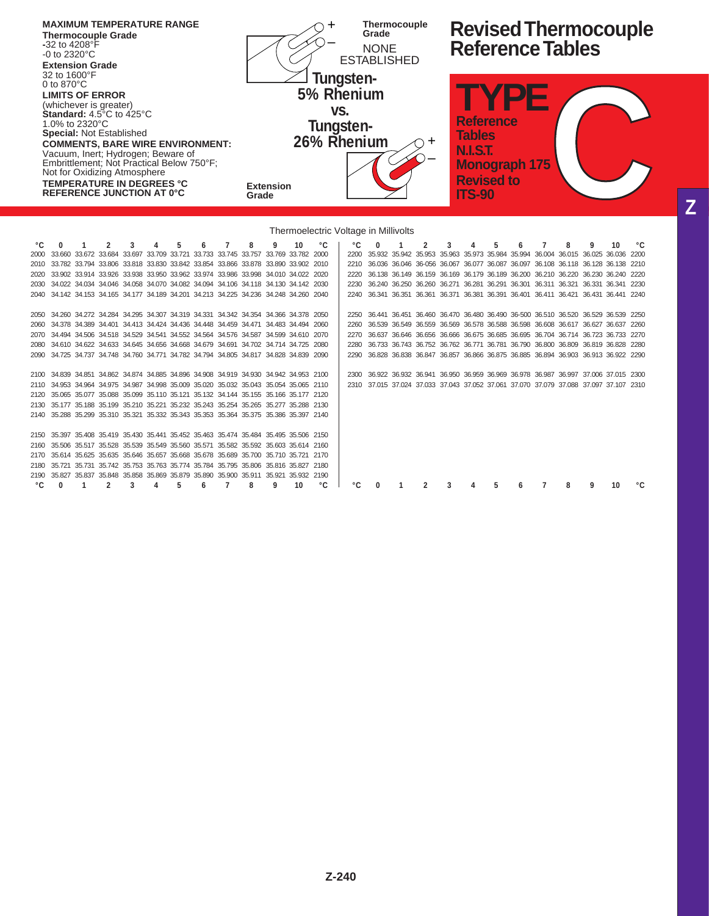**MAXIMUM TEMPERATURE RANGE**
**Thermocouple Grade**
-32 to 4208°F
-0 to 2320°C
**Extension Grade**
32 to 1600°F
0 to 870°C
**LIMITS OF ERROR**
(whichever is greater)
**Standard:** 4.5°C to 425°C
1.0% to 2320°C
**Special:** Not Established
**COMMENTS, BARE WIRE ENVIRONMENT:**
Vacuum, Inert; Hydrogen; Beware of Embrittlement; Not Practical Below 750°F; Not for Oxidizing Atmosphere
**TEMPERATURE IN DEGREES °C**
**REFERENCE JUNCTION AT 0°C**

**Thermocouple Grade**
NONE ESTABLISHED

**Tungsten-5% Rhenium vs. Tungsten-26% Rhenium**

**Extension Grade**

# Revised Thermocouple Reference Tables

## TYPE C

**Reference Tables**
**N.I.S.T. Monograph 175**
**Revised to ITS-90**

Thermoelectric Voltage in Millivolts

| °C | 0 | 1 | 2 | 3 | 4 | 5 | 6 | 7 | 8 | 9 | 10 | °C |
|---|---|---|---|---|---|---|---|---|---|---|---|---|
| 2000 | 33.660 | 33.672 | 33.684 | 33.697 | 33.709 | 33.721 | 33.733 | 33.745 | 33.757 | 33.769 | 33.782 | 2000 |
| 2010 | 33.782 | 33.794 | 33.806 | 33.818 | 33.830 | 33.842 | 33.854 | 33.866 | 33.878 | 33.890 | 33.902 | 2010 |
| 2020 | 33.902 | 33.914 | 33.926 | 33.938 | 33.950 | 33.962 | 33.974 | 33.986 | 33.998 | 34.010 | 34.022 | 2020 |
| 2030 | 34.022 | 34.034 | 34.046 | 34.058 | 34.070 | 34.082 | 34.094 | 34.106 | 34.118 | 34.130 | 34.142 | 2030 |
| 2040 | 34.142 | 34.153 | 34.165 | 34.177 | 34.189 | 34.201 | 34.213 | 34.225 | 34.236 | 34.248 | 34.260 | 2040 |
| 2050 | 34.260 | 34.272 | 34.284 | 34.295 | 34.307 | 34.319 | 34.331 | 34.342 | 34.354 | 34.366 | 34.378 | 2050 |
| 2060 | 34.378 | 34.389 | 34.401 | 34.413 | 34.424 | 34.436 | 34.448 | 34.459 | 34.471 | 34.483 | 34.494 | 2060 |
| 2070 | 34.494 | 34.506 | 34.518 | 34.529 | 34.541 | 34.552 | 34.564 | 34.576 | 34.587 | 34.599 | 34.610 | 2070 |
| 2080 | 34.610 | 34.622 | 34.633 | 34.645 | 34.656 | 34.668 | 34.679 | 34.691 | 34.702 | 34.714 | 34.725 | 2080 |
| 2090 | 34.725 | 34.737 | 34.748 | 34.760 | 34.771 | 34.782 | 34.794 | 34.805 | 34.817 | 34.828 | 34.839 | 2090 |
| 2100 | 34.839 | 34.851 | 34.862 | 34.874 | 34.885 | 34.896 | 34.908 | 34.919 | 34.930 | 34.942 | 34.953 | 2100 |
| 2110 | 34.953 | 34.964 | 34.975 | 34.987 | 34.998 | 35.009 | 35.020 | 35.032 | 35.043 | 35.054 | 35.065 | 2110 |
| 2120 | 35.065 | 35.077 | 35.088 | 35.099 | 35.110 | 35.121 | 35.132 | 35.144 | 35.155 | 35.166 | 35.177 | 2120 |
| 2130 | 35.177 | 35.188 | 35.199 | 35.210 | 35.221 | 35.232 | 35.243 | 35.254 | 35.265 | 35.277 | 35.288 | 2130 |
| 2140 | 35.288 | 35.299 | 35.310 | 35.321 | 35.332 | 35.343 | 35.353 | 35.364 | 35.375 | 35.386 | 35.397 | 2140 |
| 2150 | 35.397 | 35.408 | 35.419 | 35.430 | 35.441 | 35.452 | 35.463 | 35.474 | 35.484 | 35.495 | 35.506 | 2150 |
| 2160 | 35.506 | 35.517 | 35.528 | 35.539 | 35.549 | 35.560 | 35.571 | 35.582 | 35.592 | 35.603 | 35.614 | 2160 |
| 2170 | 35.614 | 35.625 | 35.635 | 35.646 | 35.657 | 35.668 | 35.678 | 35.689 | 35.700 | 35.710 | 35.721 | 2170 |
| 2180 | 35.721 | 35.731 | 35.742 | 35.753 | 35.763 | 35.774 | 35.784 | 35.795 | 35.806 | 35.816 | 35.827 | 2180 |
| 2190 | 35.827 | 35.837 | 35.848 | 35.858 | 35.869 | 35.879 | 35.890 | 35.900 | 35.911 | 35.921 | 35.932 | 2190 |
| 2200 | 35.932 | 35.942 | 35.953 | 35.963 | 35.973 | 35.984 | 35.994 | 36.004 | 36.015 | 36.025 | 36.036 | 2200 |
| 2210 | 36.036 | 36.046 | 36-056 | 36.067 | 36.077 | 36.087 | 36.097 | 36.108 | 36.118 | 36.128 | 36.138 | 2210 |
| 2220 | 36.138 | 36.149 | 36.159 | 36.169 | 36.179 | 36.189 | 36.200 | 36.210 | 36.220 | 36.230 | 36.240 | 2220 |
| 2230 | 36.240 | 36.250 | 36.260 | 36.271 | 36.281 | 36.291 | 36.301 | 36.311 | 36.321 | 36.331 | 36.341 | 2230 |
| 2240 | 36.341 | 36.351 | 36.361 | 36.371 | 36.381 | 36.391 | 36.401 | 36.411 | 36.421 | 36.431 | 36.441 | 2240 |
| 2250 | 36.441 | 36.451 | 36.460 | 36.470 | 36.480 | 36.490 | 36-500 | 36.510 | 36.520 | 36.529 | 36.539 | 2250 |
| 2260 | 36.539 | 36.549 | 36.559 | 36.569 | 36.578 | 36.588 | 36.598 | 36.608 | 36.617 | 36.627 | 36.637 | 2260 |
| 2270 | 36.637 | 36.646 | 36.656 | 36.666 | 36.675 | 36.685 | 36.695 | 36.704 | 36.714 | 36.723 | 36.733 | 2270 |
| 2280 | 36.733 | 36.743 | 36.752 | 36.762 | 36.771 | 36.781 | 36.790 | 36.800 | 36.809 | 36.819 | 36.828 | 2280 |
| 2290 | 36.828 | 36.838 | 36.847 | 36.857 | 36.866 | 36.875 | 36.885 | 36.894 | 36.903 | 36.913 | 36.922 | 2290 |
| 2300 | 36.922 | 36.932 | 36.941 | 36.950 | 36.959 | 36.969 | 36.978 | 36.987 | 36.997 | 37.006 | 37.015 | 2300 |
| 2310 | 37.015 | 37.024 | 37.033 | 37.043 | 37.052 | 37.061 | 37.070 | 37.079 | 37.088 | 37.097 | 37.107 | 2310 |
| °C | 0 | 1 | 2 | 3 | 4 | 5 | 6 | 7 | 8 | 9 | 10 | °C |